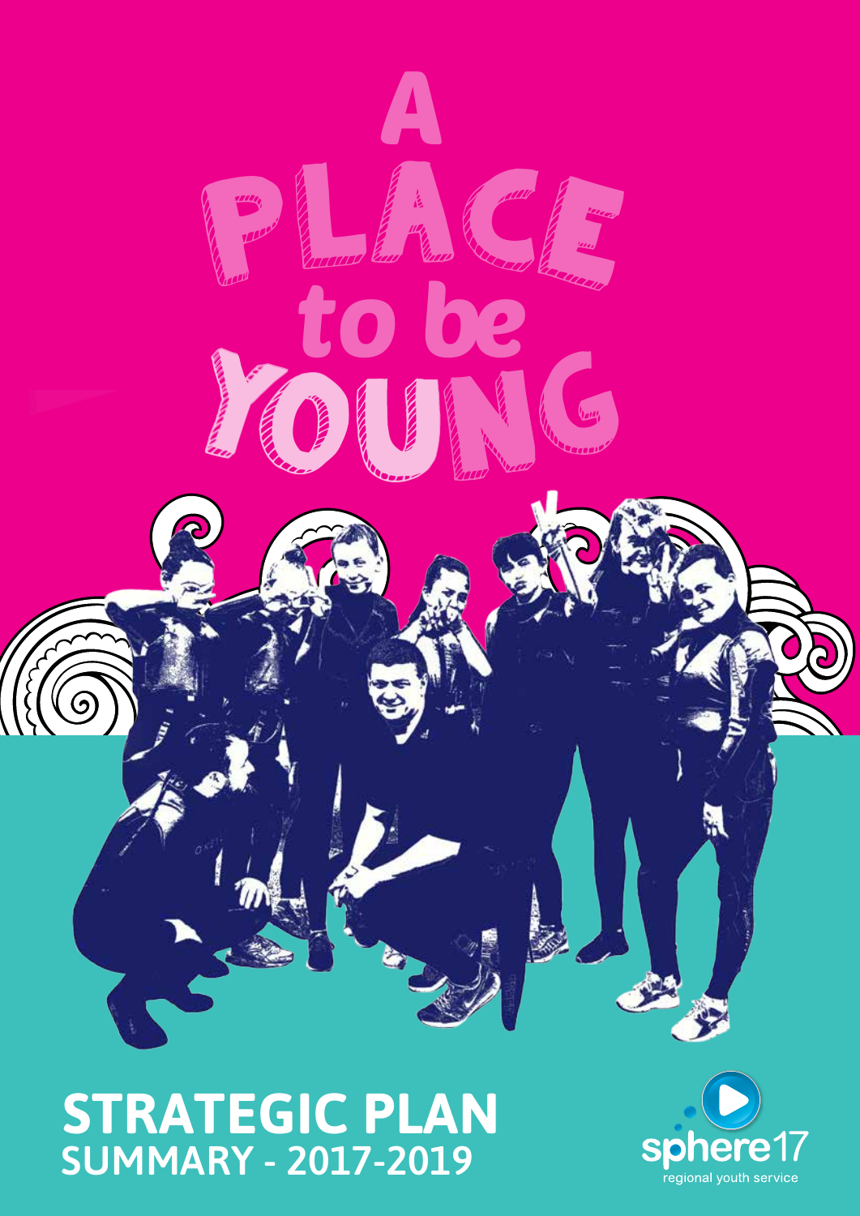# A PLACE to be YOUNG

## STRATEGIC PLAN
### SUMMARY - 2017-2019

sphere17
regional youth service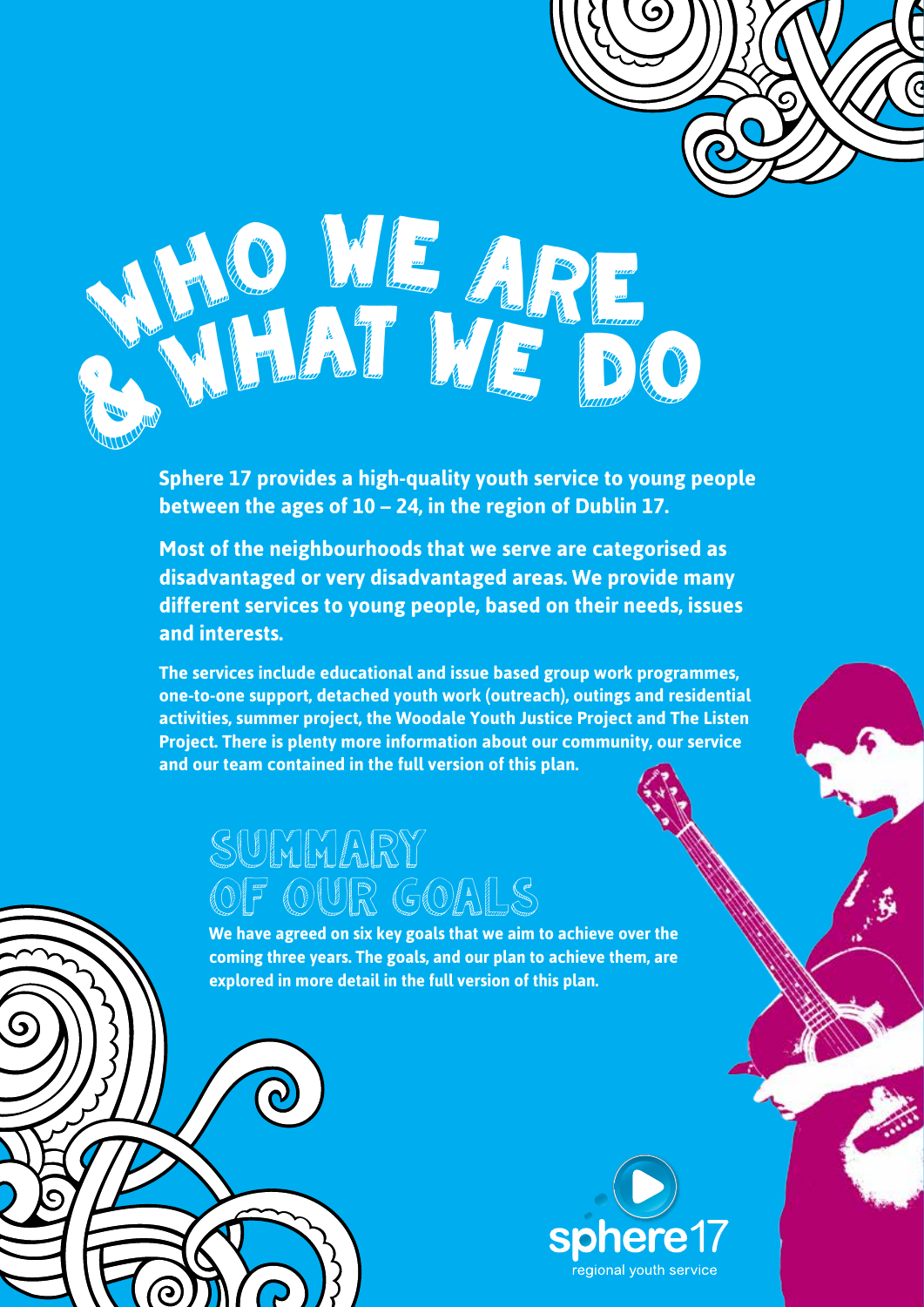# WHO WE ARE & WHAT WE DO

**Sphere 17 provides a high-quality youth service to young people between the ages of 10 – 24, in the region of Dublin 17.**

**Most of the neighbourhoods that we serve are categorised as disadvantaged or very disadvantaged areas. We provide many different services to young people, based on their needs, issues and interests.**

**The services include educational and issue based group work programmes, one-to-one support, detached youth work (outreach), outings and residential activities, summer project, the Woodale Youth Justice Project and The Listen Project. There is plenty more information about our community, our service and our team contained in the full version of this plan.**

## SUMMARY OF OUR GOALS

**We have agreed on six key goals that we aim to achieve over the coming three years. The goals, and our plan to achieve them, are explored in more detail in the full version of this plan.**

sphere17 regional youth service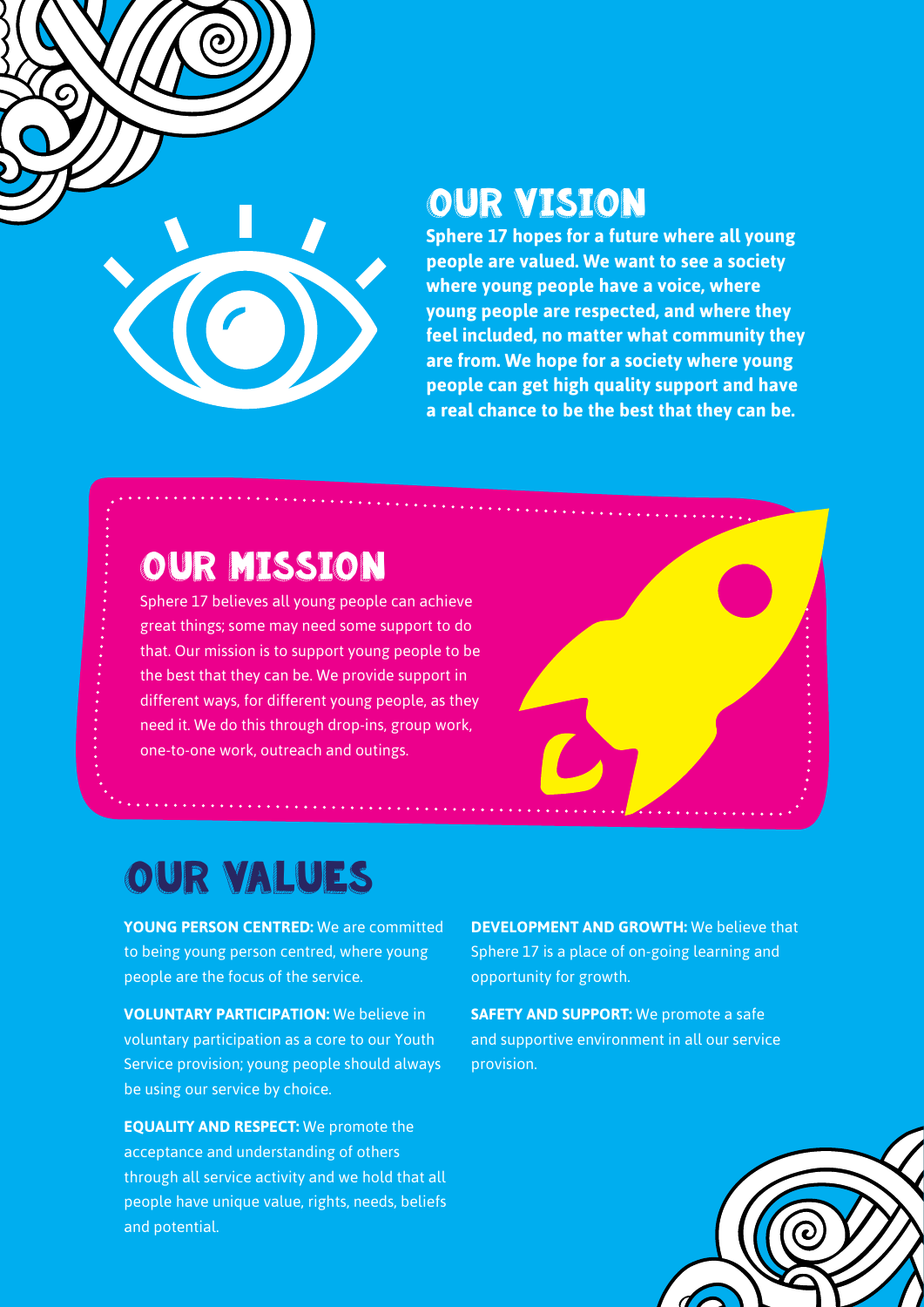## OUR VISION

**Sphere 17 hopes for a future where all young people are valued. We want to see a society where young people have a voice, where young people are respected, and where they feel included, no matter what community they are from. We hope for a society where young people can get high quality support and have a real chance to be the best that they can be.**

## OUR MISSION

Sphere 17 believes all young people can achieve great things; some may need some support to do that. Our mission is to support young people to be the best that they can be. We provide support in different ways, for different young people, as they need it. We do this through drop-ins, group work, one-to-one work, outreach and outings.

## OUR VALUES

**YOUNG PERSON CENTRED:** We are committed to being young person centred, where young people are the focus of the service.

**VOLUNTARY PARTICIPATION:** We believe in voluntary participation as a core to our Youth Service provision; young people should always be using our service by choice.

**EQUALITY AND RESPECT:** We promote the acceptance and understanding of others through all service activity and we hold that all people have unique value, rights, needs, beliefs and potential.

**DEVELOPMENT AND GROWTH:** We believe that Sphere 17 is a place of on-going learning and opportunity for growth.

**SAFETY AND SUPPORT:** We promote a safe and supportive environment in all our service provision.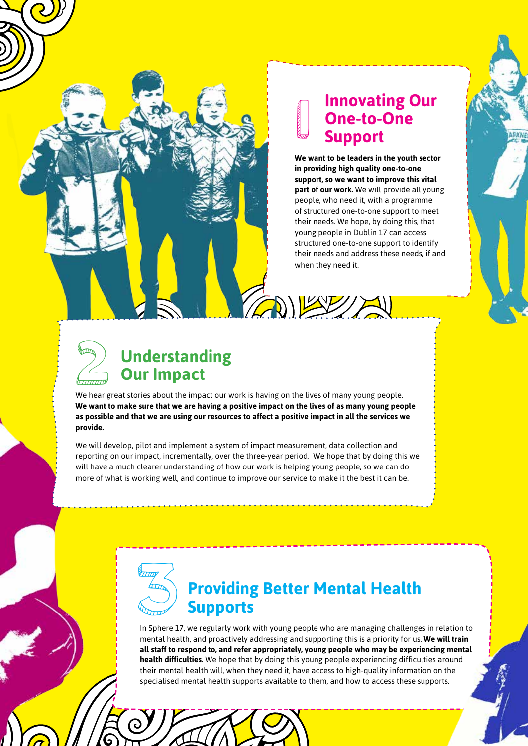## 1 Innovating Our One-to-One Support

**We want to be leaders in the youth sector in providing high quality one-to-one support, so we want to improve this vital part of our work.** We will provide all young people, who need it, with a programme of structured one-to-one support to meet their needs. We hope, by doing this, that young people in Dublin 17 can access structured one-to-one support to identify their needs and address these needs, if and when they need it.

## 2 Understanding Our Impact

We hear great stories about the impact our work is having on the lives of many young people. **We want to make sure that we are having a positive impact on the lives of as many young people as possible and that we are using our resources to affect a positive impact in all the services we provide.**

We will develop, pilot and implement a system of impact measurement, data collection and reporting on our impact, incrementally, over the three-year period. We hope that by doing this we will have a much clearer understanding of how our work is helping young people, so we can do more of what is working well, and continue to improve our service to make it the best it can be.

## 3 Providing Better Mental Health Supports

In Sphere 17, we regularly work with young people who are managing challenges in relation to mental health, and proactively addressing and supporting this is a priority for us. **We will train all staff to respond to, and refer appropriately, young people who may be experiencing mental health difficulties.** We hope that by doing this young people experiencing difficulties around their mental health will, when they need it, have access to high-quality information on the specialised mental health supports available to them, and how to access these supports.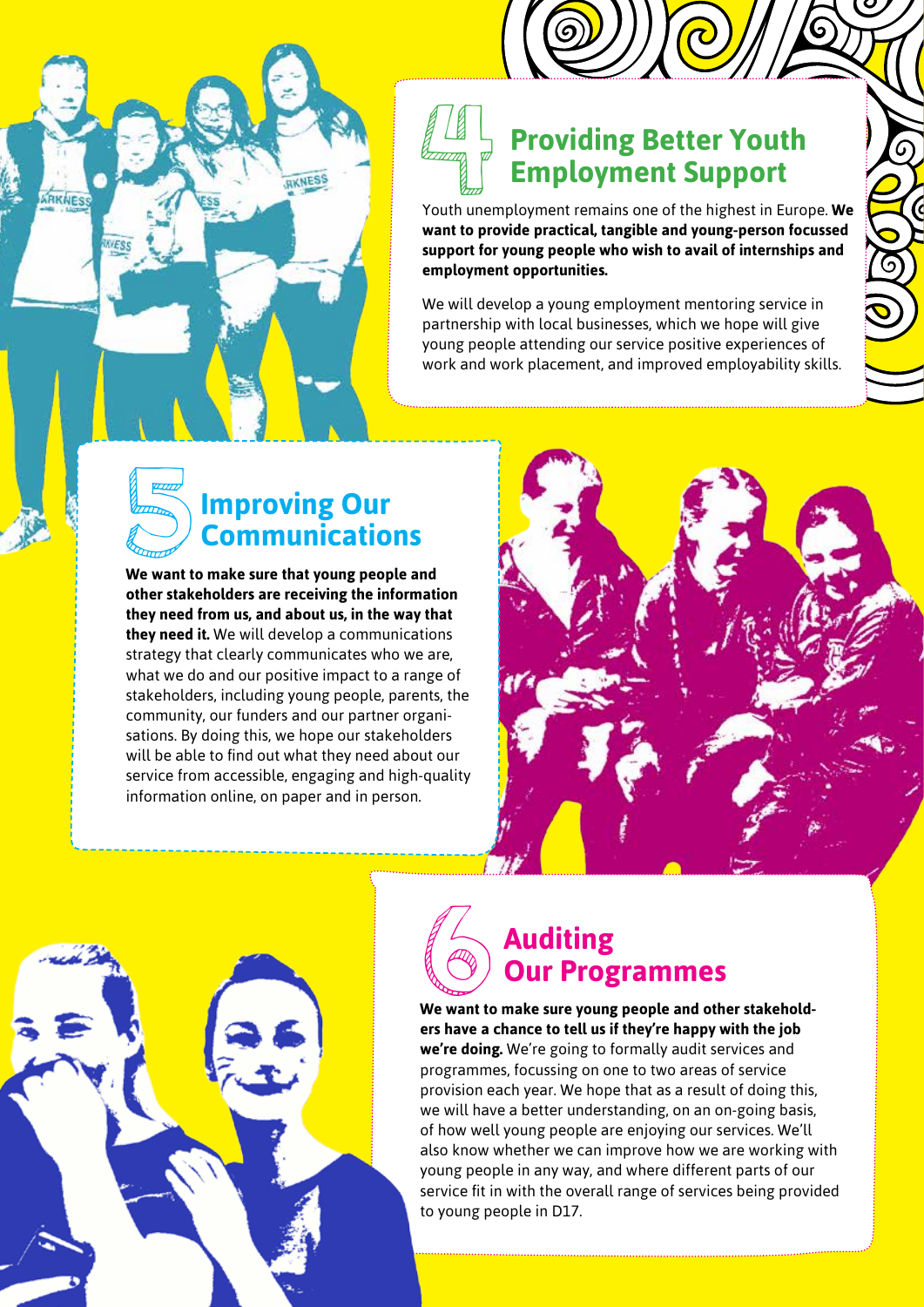## 4 Providing Better Youth Employment Support

Youth unemployment remains one of the highest in Europe. **We want to provide practical, tangible and young-person focussed support for young people who wish to avail of internships and employment opportunities.**

We will develop a young employment mentoring service in partnership with local businesses, which we hope will give young people attending our service positive experiences of work and work placement, and improved employability skills.

## 5 Improving Our Communications

**We want to make sure that young people and other stakeholders are receiving the information they need from us, and about us, in the way that they need it.** We will develop a communications strategy that clearly communicates who we are, what we do and our positive impact to a range of stakeholders, including young people, parents, the community, our funders and our partner organisations. By doing this, we hope our stakeholders will be able to find out what they need about our service from accessible, engaging and high-quality information online, on paper and in person.

## 6 Auditing Our Programmes

**We want to make sure young people and other stakeholders have a chance to tell us if they're happy with the job we're doing.** We're going to formally audit services and programmes, focussing on one to two areas of service provision each year. We hope that as a result of doing this, we will have a better understanding, on an on-going basis, of how well young people are enjoying our services. We'll also know whether we can improve how we are working with young people in any way, and where different parts of our service fit in with the overall range of services being provided to young people in D17.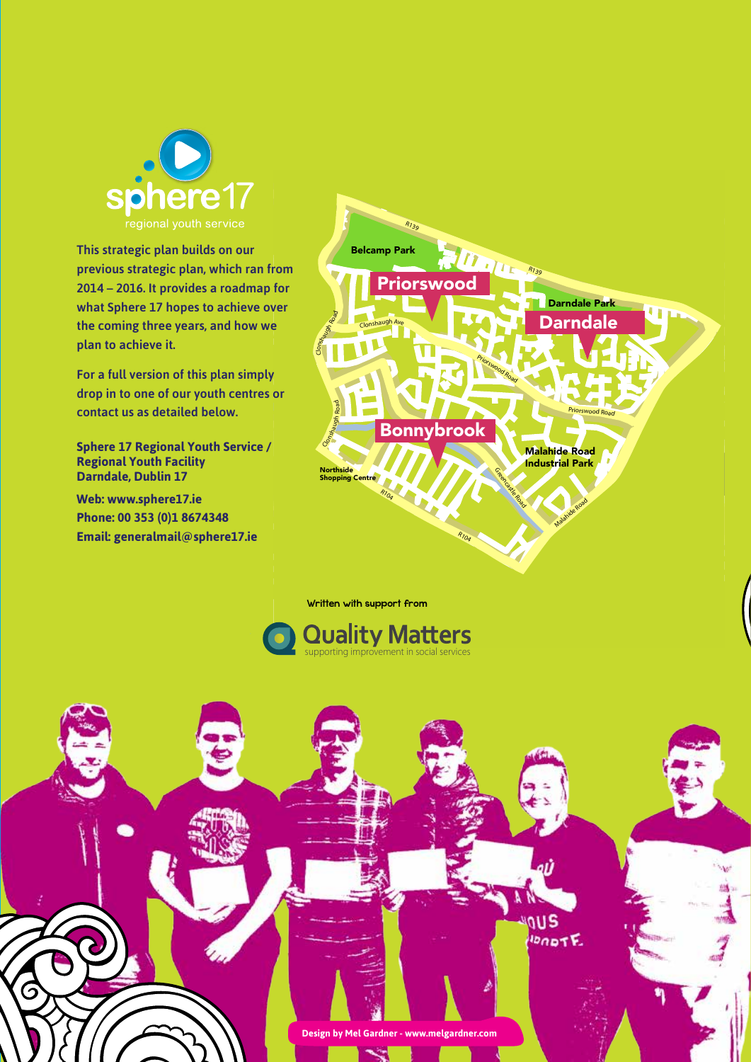sphere17

regional youth service

This strategic plan builds on our previous strategic plan, which ran from 2014 – 2016. It provides a roadmap for what Sphere 17 hopes to achieve over the coming three years, and how we plan to achieve it.

For a full version of this plan simply drop in to one of our youth centres or contact us as detailed below.

**Sphere 17 Regional Youth Service / Regional Youth Facility**
**Darndale, Dublin 17**

**Web: www.sphere17.ie**
**Phone: 00 353 (0)1 8674348**
**Email: generalmail@sphere17.ie**

Belcamp Park
Priorswood
Darndale Park
Darndale
Bonnybrook
Malahide Road Industrial Park
Northside Shopping Centre
R139
Clonshaugh Road
Clonshaugh Ave
Priorswood Road
Greencastle Road
Malahide Road
R104

Written with support from

Quality Matters
supporting improvement in social services

Design by Mel Gardner - www.melgardner.com